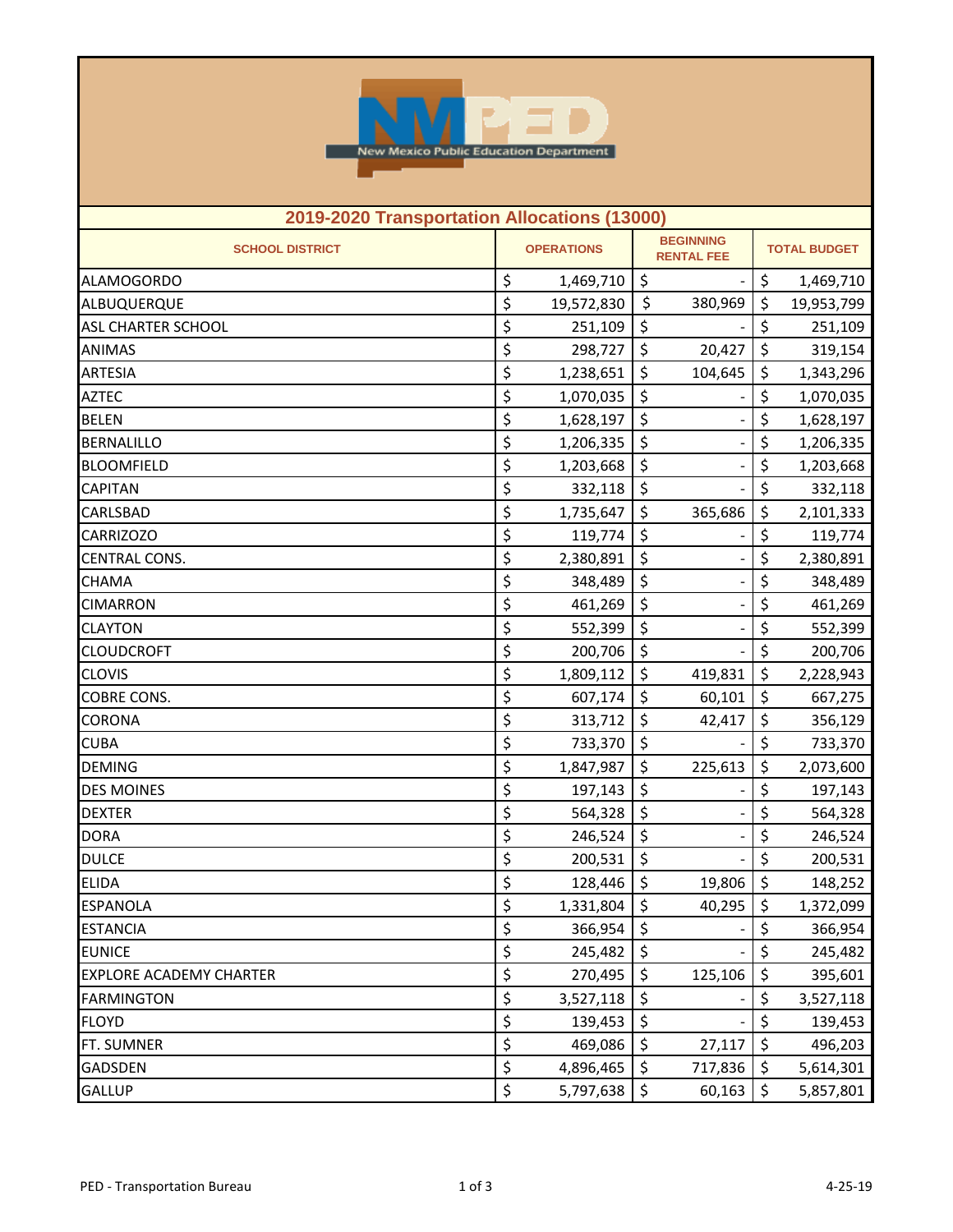# 2019-2020 Transportation Allocations (13000)

| SCHOOL DISTRICT | OPERATIONS | BEGINNING RENTAL FEE | TOTAL BUDGET |
|---|---|---|---|
| ALAMOGORDO | $ 1,469,710 | $ - | $ 1,469,710 |
| ALBUQUERQUE | $ 19,572,830 | $ 380,969 | $ 19,953,799 |
| ASL CHARTER SCHOOL | $ 251,109 | $ - | $ 251,109 |
| ANIMAS | $ 298,727 | $ 20,427 | $ 319,154 |
| ARTESIA | $ 1,238,651 | $ 104,645 | $ 1,343,296 |
| AZTEC | $ 1,070,035 | $ - | $ 1,070,035 |
| BELEN | $ 1,628,197 | $ - | $ 1,628,197 |
| BERNALILLO | $ 1,206,335 | $ - | $ 1,206,335 |
| BLOOMFIELD | $ 1,203,668 | $ - | $ 1,203,668 |
| CAPITAN | $ 332,118 | $ - | $ 332,118 |
| CARLSBAD | $ 1,735,647 | $ 365,686 | $ 2,101,333 |
| CARRIZOZO | $ 119,774 | $ - | $ 119,774 |
| CENTRAL CONS. | $ 2,380,891 | $ - | $ 2,380,891 |
| CHAMA | $ 348,489 | $ - | $ 348,489 |
| CIMARRON | $ 461,269 | $ - | $ 461,269 |
| CLAYTON | $ 552,399 | $ - | $ 552,399 |
| CLOUDCROFT | $ 200,706 | $ - | $ 200,706 |
| CLOVIS | $ 1,809,112 | $ 419,831 | $ 2,228,943 |
| COBRE CONS. | $ 607,174 | $ 60,101 | $ 667,275 |
| CORONA | $ 313,712 | $ 42,417 | $ 356,129 |
| CUBA | $ 733,370 | $ - | $ 733,370 |
| DEMING | $ 1,847,987 | $ 225,613 | $ 2,073,600 |
| DES MOINES | $ 197,143 | $ - | $ 197,143 |
| DEXTER | $ 564,328 | $ - | $ 564,328 |
| DORA | $ 246,524 | $ - | $ 246,524 |
| DULCE | $ 200,531 | $ - | $ 200,531 |
| ELIDA | $ 128,446 | $ 19,806 | $ 148,252 |
| ESPANOLA | $ 1,331,804 | $ 40,295 | $ 1,372,099 |
| ESTANCIA | $ 366,954 | $ - | $ 366,954 |
| EUNICE | $ 245,482 | $ - | $ 245,482 |
| EXPLORE ACADEMY CHARTER | $ 270,495 | $ 125,106 | $ 395,601 |
| FARMINGTON | $ 3,527,118 | $ - | $ 3,527,118 |
| FLOYD | $ 139,453 | $ - | $ 139,453 |
| FT. SUMNER | $ 469,086 | $ 27,117 | $ 496,203 |
| GADSDEN | $ 4,896,465 | $ 717,836 | $ 5,614,301 |
| GALLUP | $ 5,797,638 | $ 60,163 | $ 5,857,801 |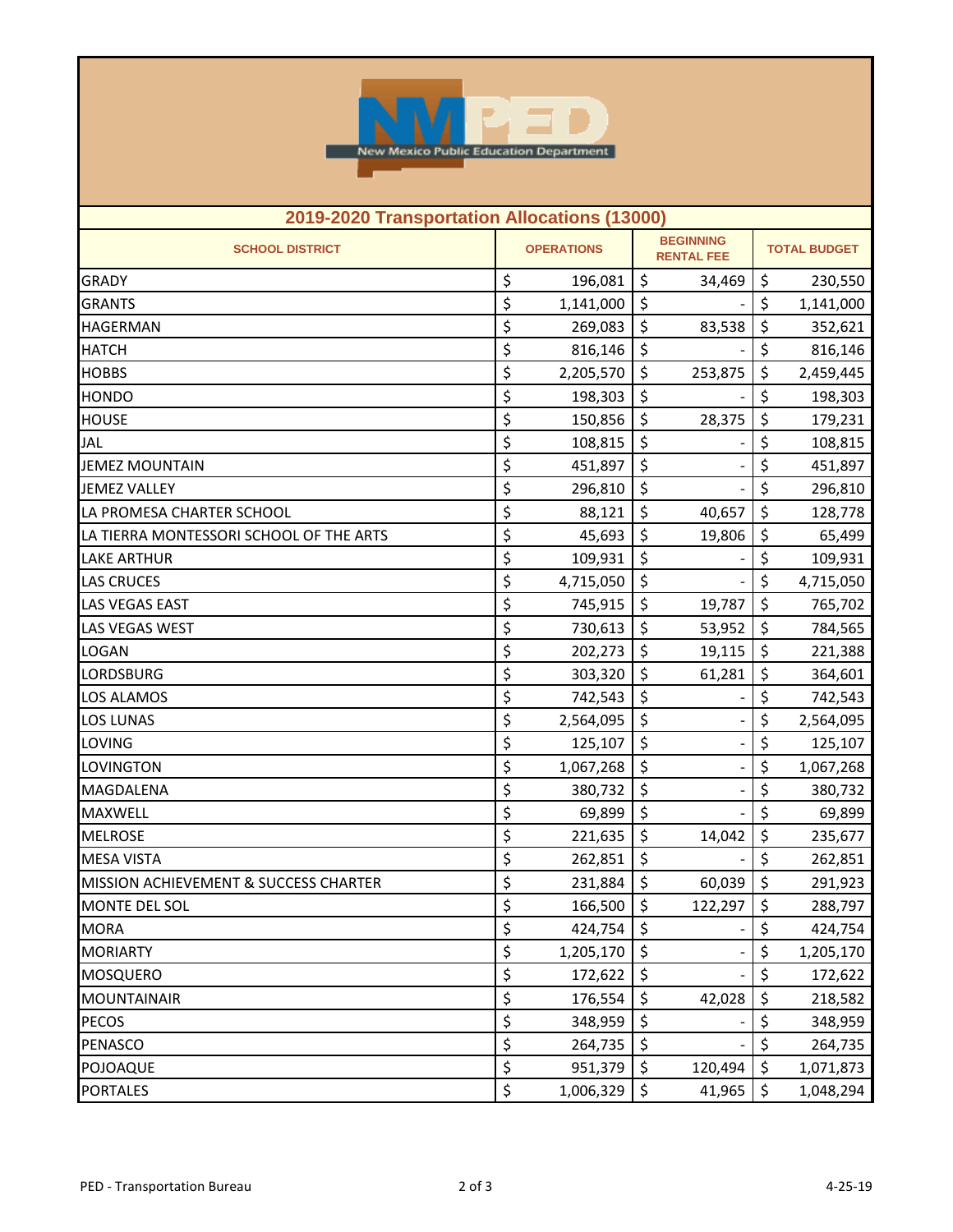## 2019-2020 Transportation Allocations (13000)

| SCHOOL DISTRICT | OPERATIONS | BEGINNING RENTAL FEE | TOTAL BUDGET |
|---|---|---|---|
| GRADY | $ 196,081 | $ 34,469 | $ 230,550 |
| GRANTS | $ 1,141,000 | $ - | $ 1,141,000 |
| HAGERMAN | $ 269,083 | $ 83,538 | $ 352,621 |
| HATCH | $ 816,146 | $ - | $ 816,146 |
| HOBBS | $ 2,205,570 | $ 253,875 | $ 2,459,445 |
| HONDO | $ 198,303 | $ - | $ 198,303 |
| HOUSE | $ 150,856 | $ 28,375 | $ 179,231 |
| JAL | $ 108,815 | $ - | $ 108,815 |
| JEMEZ MOUNTAIN | $ 451,897 | $ - | $ 451,897 |
| JEMEZ VALLEY | $ 296,810 | $ - | $ 296,810 |
| LA PROMESA CHARTER SCHOOL | $ 88,121 | $ 40,657 | $ 128,778 |
| LA TIERRA MONTESSORI SCHOOL OF THE ARTS | $ 45,693 | $ 19,806 | $ 65,499 |
| LAKE ARTHUR | $ 109,931 | $ - | $ 109,931 |
| LAS CRUCES | $ 4,715,050 | $ - | $ 4,715,050 |
| LAS VEGAS EAST | $ 745,915 | $ 19,787 | $ 765,702 |
| LAS VEGAS WEST | $ 730,613 | $ 53,952 | $ 784,565 |
| LOGAN | $ 202,273 | $ 19,115 | $ 221,388 |
| LORDSBURG | $ 303,320 | $ 61,281 | $ 364,601 |
| LOS ALAMOS | $ 742,543 | $ - | $ 742,543 |
| LOS LUNAS | $ 2,564,095 | $ - | $ 2,564,095 |
| LOVING | $ 125,107 | $ - | $ 125,107 |
| LOVINGTON | $ 1,067,268 | $ - | $ 1,067,268 |
| MAGDALENA | $ 380,732 | $ - | $ 380,732 |
| MAXWELL | $ 69,899 | $ - | $ 69,899 |
| MELROSE | $ 221,635 | $ 14,042 | $ 235,677 |
| MESA VISTA | $ 262,851 | $ - | $ 262,851 |
| MISSION ACHIEVEMENT & SUCCESS CHARTER | $ 231,884 | $ 60,039 | $ 291,923 |
| MONTE DEL SOL | $ 166,500 | $ 122,297 | $ 288,797 |
| MORA | $ 424,754 | $ - | $ 424,754 |
| MORIARTY | $ 1,205,170 | $ - | $ 1,205,170 |
| MOSQUERO | $ 172,622 | $ - | $ 172,622 |
| MOUNTAINAIR | $ 176,554 | $ 42,028 | $ 218,582 |
| PECOS | $ 348,959 | $ - | $ 348,959 |
| PENASCO | $ 264,735 | $ - | $ 264,735 |
| POJOAQUE | $ 951,379 | $ 120,494 | $ 1,071,873 |
| PORTALES | $ 1,006,329 | $ 41,965 | $ 1,048,294 |

PED - Transportation Bureau 4-25-19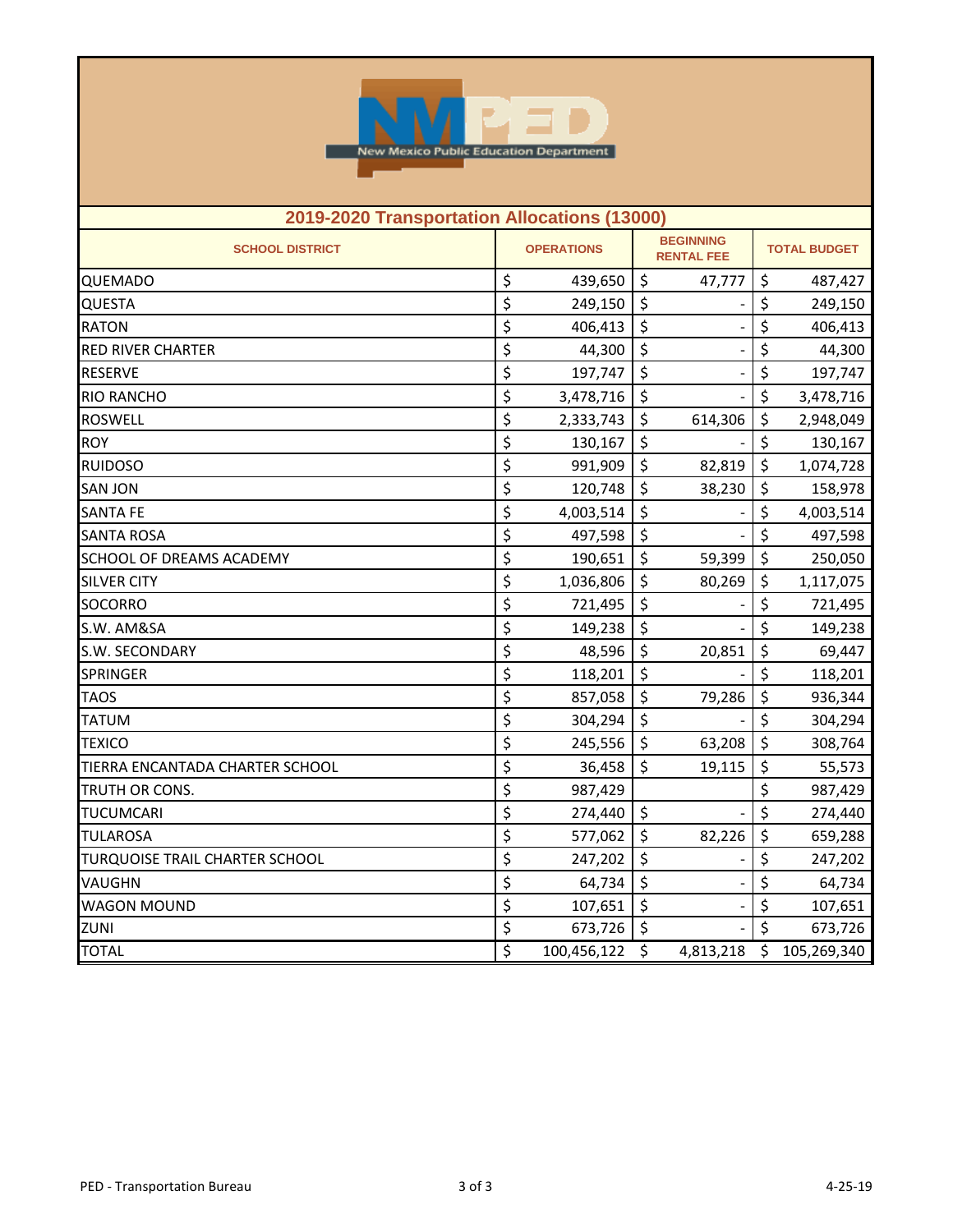New Mexico Public Education Department

## 2019-2020 Transportation Allocations (13000)

| SCHOOL DISTRICT | OPERATIONS | BEGINNING RENTAL FEE | TOTAL BUDGET |
|---|---|---|---|
| QUEMADO | $ 439,650 | $ 47,777 | $ 487,427 |
| QUESTA | $ 249,150 | $ - | $ 249,150 |
| RATON | $ 406,413 | $ - | $ 406,413 |
| RED RIVER CHARTER | $ 44,300 | $ - | $ 44,300 |
| RESERVE | $ 197,747 | $ - | $ 197,747 |
| RIO RANCHO | $ 3,478,716 | $ - | $ 3,478,716 |
| ROSWELL | $ 2,333,743 | $ 614,306 | $ 2,948,049 |
| ROY | $ 130,167 | $ - | $ 130,167 |
| RUIDOSO | $ 991,909 | $ 82,819 | $ 1,074,728 |
| SAN JON | $ 120,748 | $ 38,230 | $ 158,978 |
| SANTA FE | $ 4,003,514 | $ - | $ 4,003,514 |
| SANTA ROSA | $ 497,598 | $ - | $ 497,598 |
| SCHOOL OF DREAMS ACADEMY | $ 190,651 | $ 59,399 | $ 250,050 |
| SILVER CITY | $ 1,036,806 | $ 80,269 | $ 1,117,075 |
| SOCORRO | $ 721,495 | $ - | $ 721,495 |
| S.W. AM&SA | $ 149,238 | $ - | $ 149,238 |
| S.W. SECONDARY | $ 48,596 | $ 20,851 | $ 69,447 |
| SPRINGER | $ 118,201 | $ - | $ 118,201 |
| TAOS | $ 857,058 | $ 79,286 | $ 936,344 |
| TATUM | $ 304,294 | $ - | $ 304,294 |
| TEXICO | $ 245,556 | $ 63,208 | $ 308,764 |
| TIERRA ENCANTADA CHARTER SCHOOL | $ 36,458 | $ 19,115 | $ 55,573 |
| TRUTH OR CONS. | $ 987,429 | | $ 987,429 |
| TUCUMCARI | $ 274,440 | $ - | $ 274,440 |
| TULAROSA | $ 577,062 | $ 82,226 | $ 659,288 |
| TURQUOISE TRAIL CHARTER SCHOOL | $ 247,202 | $ - | $ 247,202 |
| VAUGHN | $ 64,734 | $ - | $ 64,734 |
| WAGON MOUND | $ 107,651 | $ - | $ 107,651 |
| ZUNI | $ 673,726 | $ - | $ 673,726 |
| TOTAL | $ 100,456,122 | $ 4,813,218 | $ 105,269,340 |

PED - Transportation Bureau 4-25-19